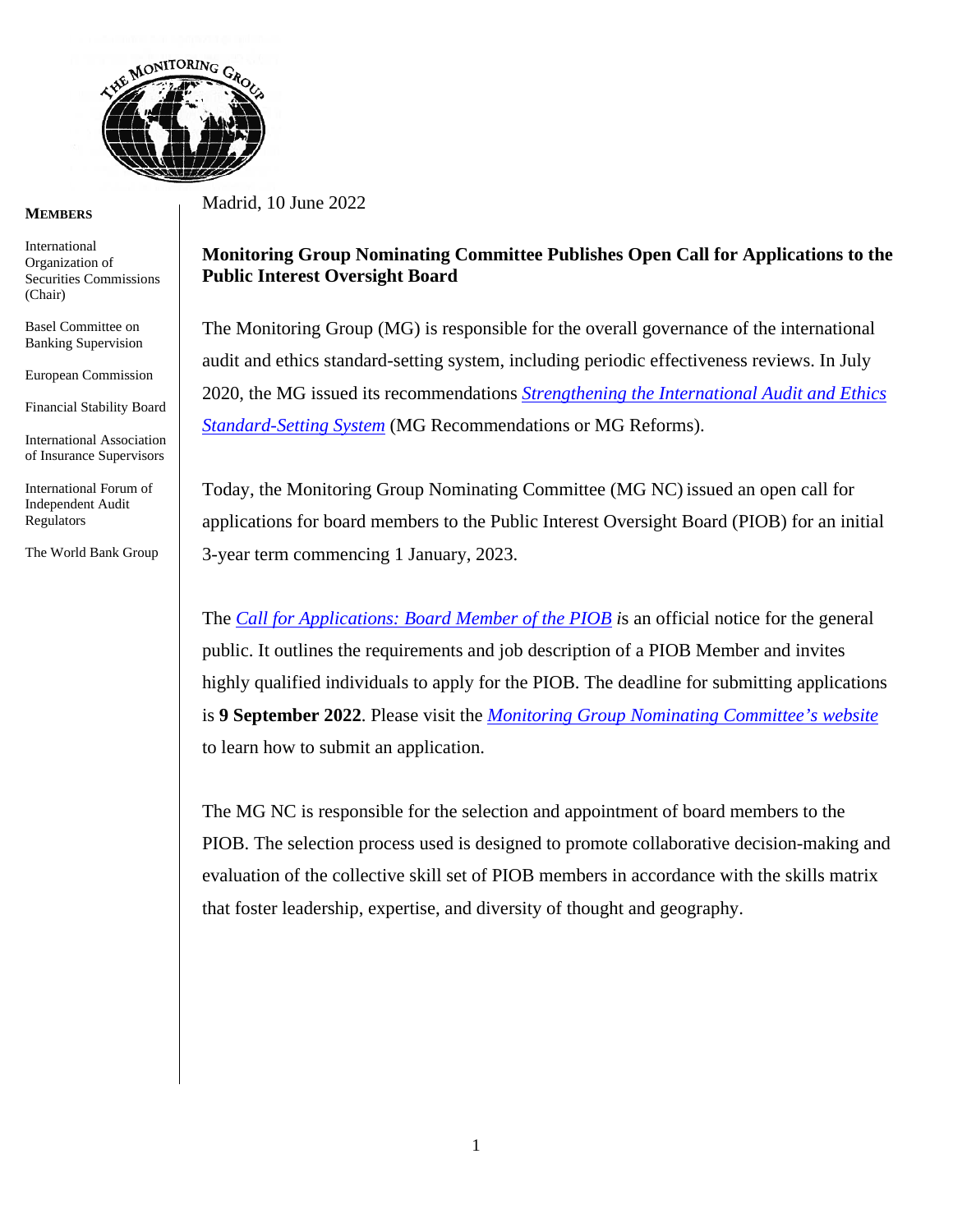**MEMBERS**

International Organization of Securities Commissions (Chair)

Basel Committee on Banking Supervision

European Commission

Financial Stability Board

International Association of Insurance Supervisors

International Forum of Independent Audit Regulators

The World Bank Group

Madrid, 10 June 2022

**Monitoring Group Nominating Committee Publishes Open Call for Applications to the Public Interest Oversight Board**

The Monitoring Group (MG) is responsible for the overall governance of the international audit and ethics standard-setting system, including periodic effectiveness reviews. In July 2020, the MG issued its recommendations *Strengthening the International Audit and Ethics Standard-Setting System* (MG Recommendations or MG Reforms).

Today, the Monitoring Group Nominating Committee (MG NC) issued an open call for applications for board members to the Public Interest Oversight Board (PIOB) for an initial 3-year term commencing 1 January, 2023.

The *Call for Applications: Board Member of the PIOB* is an official notice for the general public. It outlines the requirements and job description of a PIOB Member and invites highly qualified individuals to apply for the PIOB. The deadline for submitting applications is **9 September 2022**. Please visit the *Monitoring Group Nominating Committee's website* to learn how to submit an application.

The MG NC is responsible for the selection and appointment of board members to the PIOB. The selection process used is designed to promote collaborative decision-making and evaluation of the collective skill set of PIOB members in accordance with the skills matrix that foster leadership, expertise, and diversity of thought and geography.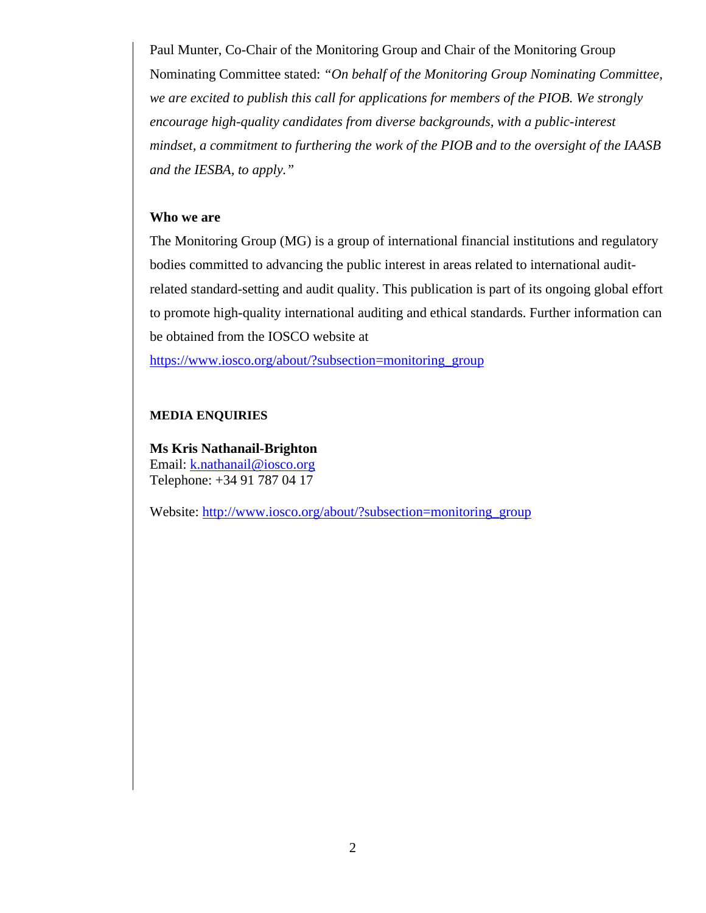Paul Munter, Co-Chair of the Monitoring Group and Chair of the Monitoring Group Nominating Committee stated: *"On behalf of the Monitoring Group Nominating Committee, we are excited to publish this call for applications for members of the PIOB. We strongly encourage high-quality candidates from diverse backgrounds, with a public-interest mindset, a commitment to furthering the work of the PIOB and to the oversight of the IAASB and the IESBA, to apply."*

**Who we are**

The Monitoring Group (MG) is a group of international financial institutions and regulatory bodies committed to advancing the public interest in areas related to international audit-related standard-setting and audit quality. This publication is part of its ongoing global effort to promote high-quality international auditing and ethical standards. Further information can be obtained from the IOSCO website at

https://www.iosco.org/about/?subsection=monitoring_group

**MEDIA ENQUIRIES**

**Ms Kris Nathanail-Brighton**
Email: k.nathanail@iosco.org
Telephone: +34 91 787 04 17

Website: http://www.iosco.org/about/?subsection=monitoring_group